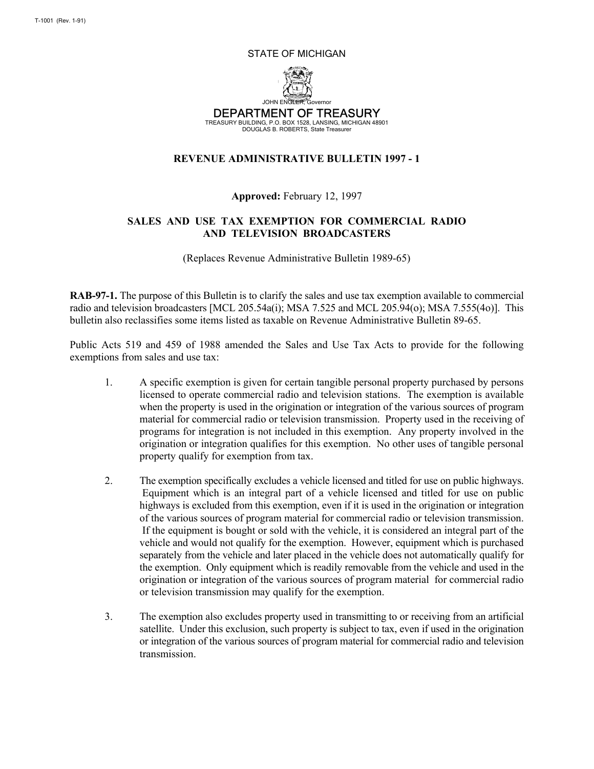T-1001 (Rev. 1-91)

STATE OF MICHIGAN

JOHN ENGLER, Governor

DEPARTMENT OF TREASURY

TREASURY BUILDING, P.O. BOX 1528, LANSING, MICHIGAN 48901
DOUGLAS B. ROBERTS, State Treasurer

# REVENUE ADMINISTRATIVE BULLETIN 1997 - 1

**Approved:** February 12, 1997

## SALES AND USE TAX EXEMPTION FOR COMMERCIAL RADIO AND TELEVISION BROADCASTERS

(Replaces Revenue Administrative Bulletin 1989-65)

**RAB-97-1.** The purpose of this Bulletin is to clarify the sales and use tax exemption available to commercial radio and television broadcasters [MCL 205.54a(i); MSA 7.525 and MCL 205.94(o); MSA 7.555(4o)]. This bulletin also reclassifies some items listed as taxable on Revenue Administrative Bulletin 89-65.

Public Acts 519 and 459 of 1988 amended the Sales and Use Tax Acts to provide for the following exemptions from sales and use tax:

1. A specific exemption is given for certain tangible personal property purchased by persons licensed to operate commercial radio and television stations. The exemption is available when the property is used in the origination or integration of the various sources of program material for commercial radio or television transmission. Property used in the receiving of programs for integration is not included in this exemption. Any property involved in the origination or integration qualifies for this exemption. No other uses of tangible personal property qualify for exemption from tax.

2. The exemption specifically excludes a vehicle licensed and titled for use on public highways. Equipment which is an integral part of a vehicle licensed and titled for use on public highways is excluded from this exemption, even if it is used in the origination or integration of the various sources of program material for commercial radio or television transmission. If the equipment is bought or sold with the vehicle, it is considered an integral part of the vehicle and would not qualify for the exemption. However, equipment which is purchased separately from the vehicle and later placed in the vehicle does not automatically qualify for the exemption. Only equipment which is readily removable from the vehicle and used in the origination or integration of the various sources of program material for commercial radio or television transmission may qualify for the exemption.

3. The exemption also excludes property used in transmitting to or receiving from an artificial satellite. Under this exclusion, such property is subject to tax, even if used in the origination or integration of the various sources of program material for commercial radio and television transmission.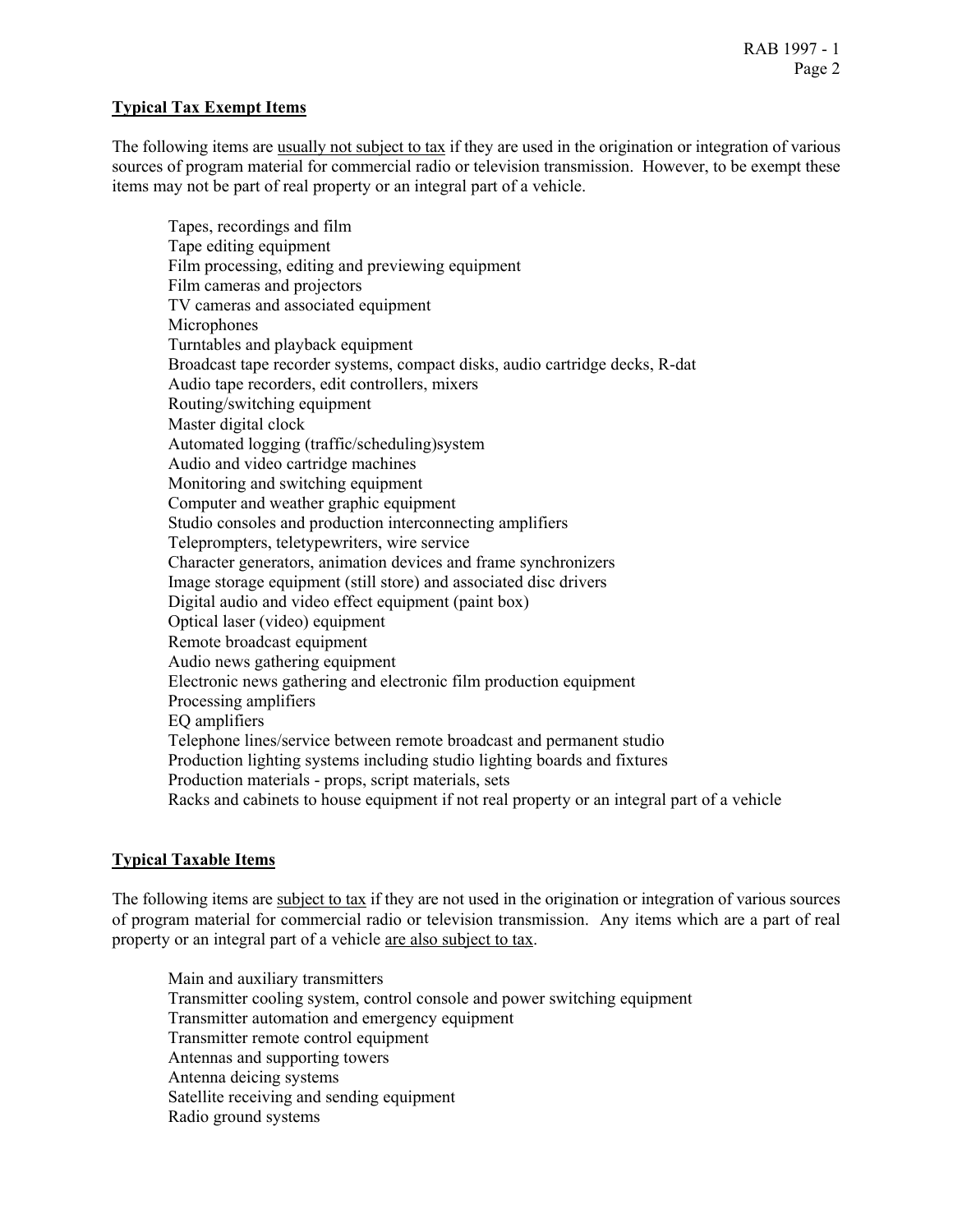## Typical Tax Exempt Items

The following items are usually not subject to tax if they are used in the origination or integration of various sources of program material for commercial radio or television transmission. However, to be exempt these items may not be part of real property or an integral part of a vehicle.

- Tapes, recordings and film
- Tape editing equipment
- Film processing, editing and previewing equipment
- Film cameras and projectors
- TV cameras and associated equipment
- Microphones
- Turntables and playback equipment
- Broadcast tape recorder systems, compact disks, audio cartridge decks, R-dat
- Audio tape recorders, edit controllers, mixers
- Routing/switching equipment
- Master digital clock
- Automated logging (traffic/scheduling)system
- Audio and video cartridge machines
- Monitoring and switching equipment
- Computer and weather graphic equipment
- Studio consoles and production interconnecting amplifiers
- Teleprompters, teletypewriters, wire service
- Character generators, animation devices and frame synchronizers
- Image storage equipment (still store) and associated disc drivers
- Digital audio and video effect equipment (paint box)
- Optical laser (video) equipment
- Remote broadcast equipment
- Audio news gathering equipment
- Electronic news gathering and electronic film production equipment
- Processing amplifiers
- EQ amplifiers
- Telephone lines/service between remote broadcast and permanent studio
- Production lighting systems including studio lighting boards and fixtures
- Production materials - props, script materials, sets
- Racks and cabinets to house equipment if not real property or an integral part of a vehicle

## Typical Taxable Items

The following items are subject to tax if they are not used in the origination or integration of various sources of program material for commercial radio or television transmission. Any items which are a part of real property or an integral part of a vehicle are also subject to tax.

- Main and auxiliary transmitters
- Transmitter cooling system, control console and power switching equipment
- Transmitter automation and emergency equipment
- Transmitter remote control equipment
- Antennas and supporting towers
- Antenna deicing systems
- Satellite receiving and sending equipment
- Radio ground systems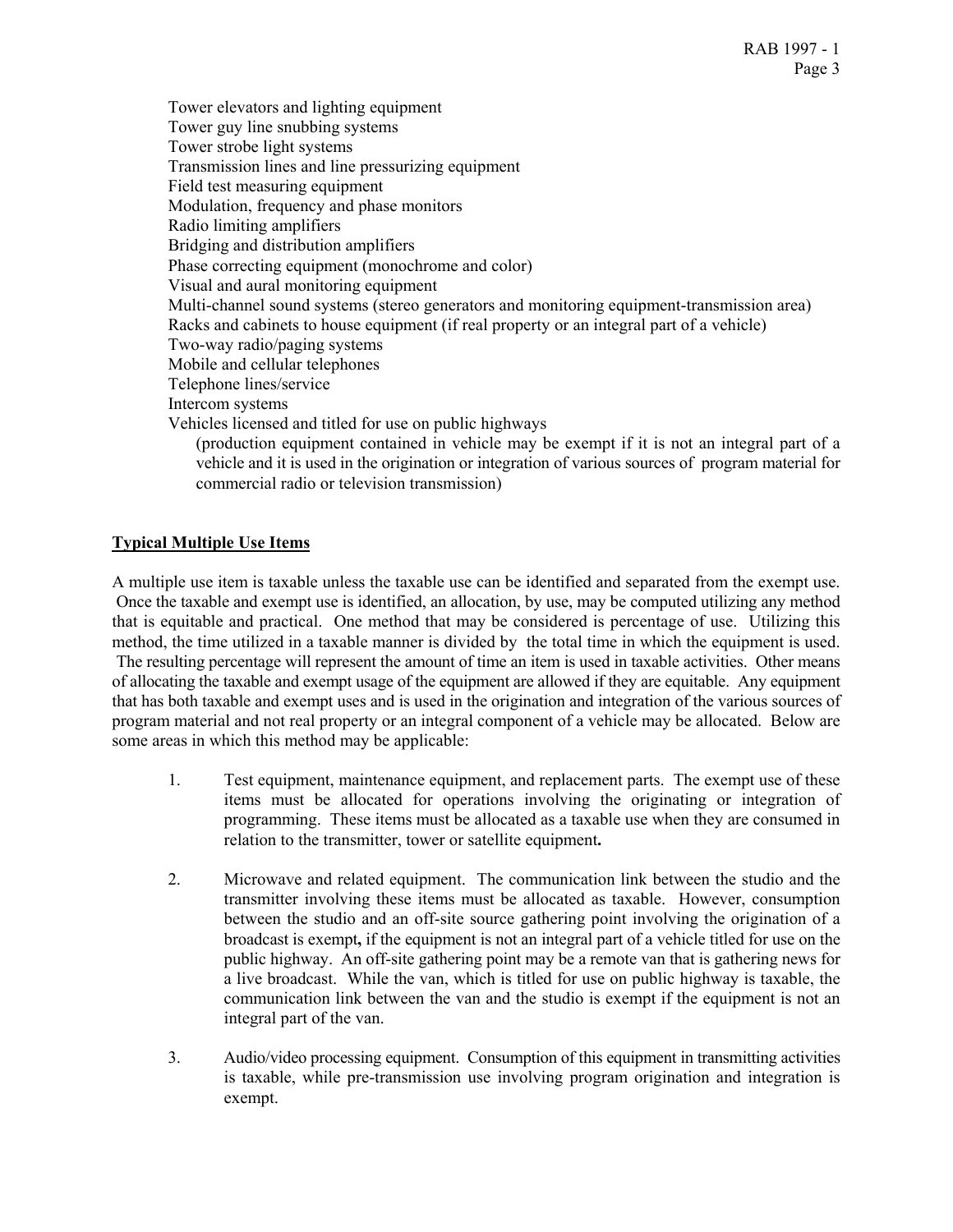Tower elevators and lighting equipment
Tower guy line snubbing systems
Tower strobe light systems
Transmission lines and line pressurizing equipment
Field test measuring equipment
Modulation, frequency and phase monitors
Radio limiting amplifiers
Bridging and distribution amplifiers
Phase correcting equipment (monochrome and color)
Visual and aural monitoring equipment
Multi-channel sound systems (stereo generators and monitoring equipment-transmission area)
Racks and cabinets to house equipment (if real property or an integral part of a vehicle)
Two-way radio/paging systems
Mobile and cellular telephones
Telephone lines/service
Intercom systems
Vehicles licensed and titled for use on public highways
(production equipment contained in vehicle may be exempt if it is not an integral part of a vehicle and it is used in the origination or integration of various sources of program material for commercial radio or television transmission)

## Typical Multiple Use Items

A multiple use item is taxable unless the taxable use can be identified and separated from the exempt use. Once the taxable and exempt use is identified, an allocation, by use, may be computed utilizing any method that is equitable and practical. One method that may be considered is percentage of use. Utilizing this method, the time utilized in a taxable manner is divided by the total time in which the equipment is used. The resulting percentage will represent the amount of time an item is used in taxable activities. Other means of allocating the taxable and exempt usage of the equipment are allowed if they are equitable. Any equipment that has both taxable and exempt uses and is used in the origination and integration of the various sources of program material and not real property or an integral component of a vehicle may be allocated. Below are some areas in which this method may be applicable:

1. Test equipment, maintenance equipment, and replacement parts. The exempt use of these items must be allocated for operations involving the originating or integration of programming. These items must be allocated as a taxable use when they are consumed in relation to the transmitter, tower or satellite equipment**.**

2. Microwave and related equipment. The communication link between the studio and the transmitter involving these items must be allocated as taxable. However, consumption between the studio and an off-site source gathering point involving the origination of a broadcast is exempt**,** if the equipment is not an integral part of a vehicle titled for use on the public highway. An off-site gathering point may be a remote van that is gathering news for a live broadcast. While the van, which is titled for use on public highway is taxable, the communication link between the van and the studio is exempt if the equipment is not an integral part of the van.

3. Audio/video processing equipment. Consumption of this equipment in transmitting activities is taxable, while pre-transmission use involving program origination and integration is exempt.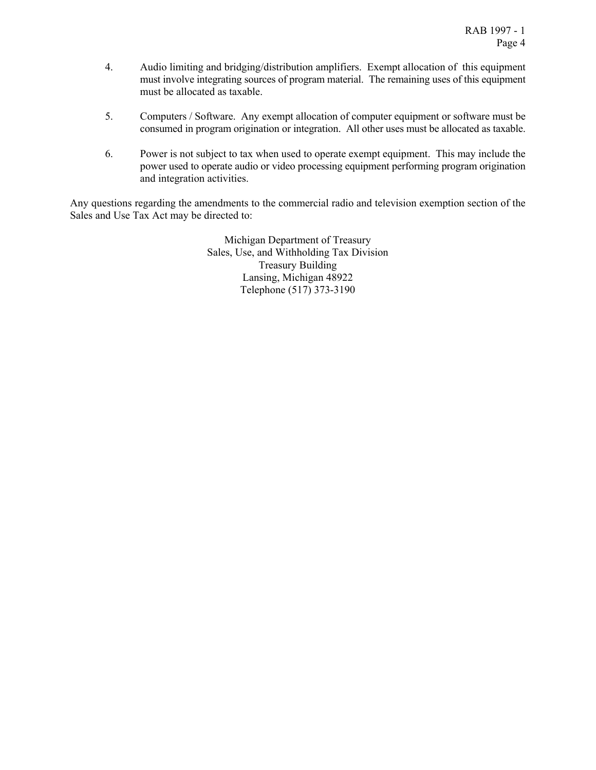4. Audio limiting and bridging/distribution amplifiers. Exempt allocation of this equipment must involve integrating sources of program material. The remaining uses of this equipment must be allocated as taxable.

5. Computers / Software. Any exempt allocation of computer equipment or software must be consumed in program origination or integration. All other uses must be allocated as taxable.

6. Power is not subject to tax when used to operate exempt equipment. This may include the power used to operate audio or video processing equipment performing program origination and integration activities.

Any questions regarding the amendments to the commercial radio and television exemption section of the Sales and Use Tax Act may be directed to:

Michigan Department of Treasury
Sales, Use, and Withholding Tax Division
Treasury Building
Lansing, Michigan 48922
Telephone (517) 373-3190